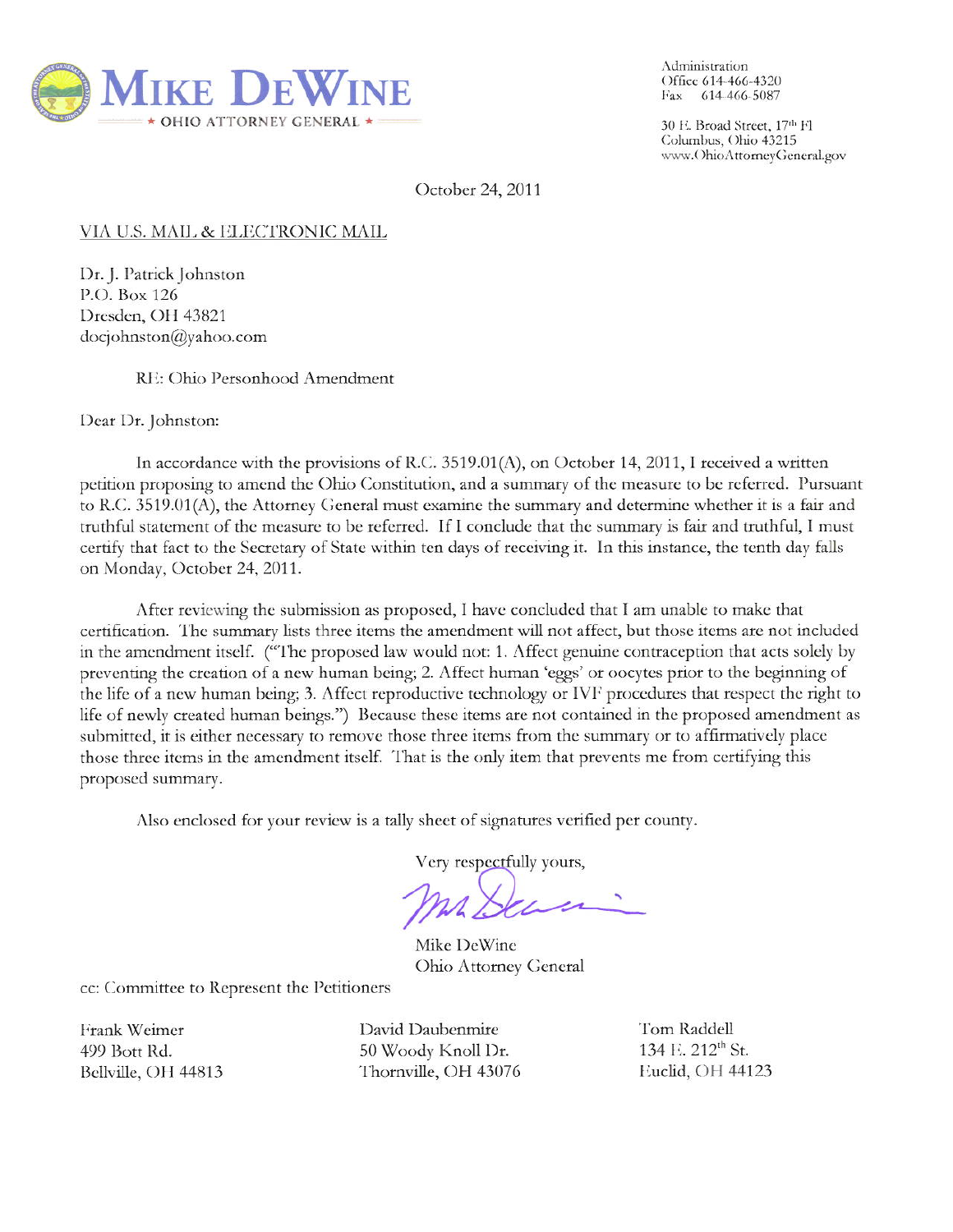# MIKE DEWINE

★ OHIO ATTORNEY GENERAL ★

Administration
Office 614-466-4320
Fax 614-466-5087

30 E. Broad Street, 17th Fl
Columbus, Ohio 43215
www.OhioAttorneyGeneral.gov

October 24, 2011

VIA U.S. MAIL & ELECTRONIC MAIL

Dr. J. Patrick Johnston
P.O. Box 126
Dresden, OH 43821
docjohnston@yahoo.com

RE: Ohio Personhood Amendment

Dear Dr. Johnston:

In accordance with the provisions of R.C. 3519.01(A), on October 14, 2011, I received a written petition proposing to amend the Ohio Constitution, and a summary of the measure to be referred. Pursuant to R.C. 3519.01(A), the Attorney General must examine the summary and determine whether it is a fair and truthful statement of the measure to be referred. If I conclude that the summary is fair and truthful, I must certify that fact to the Secretary of State within ten days of receiving it. In this instance, the tenth day falls on Monday, October 24, 2011.

After reviewing the submission as proposed, I have concluded that I am unable to make that certification. The summary lists three items the amendment will not affect, but those items are not included in the amendment itself. ("The proposed law would not: 1. Affect genuine contraception that acts solely by preventing the creation of a new human being; 2. Affect human 'eggs' or oocytes prior to the beginning of the life of a new human being; 3. Affect reproductive technology or IVF procedures that respect the right to life of newly created human beings.") Because these items are not contained in the proposed amendment as submitted, it is either necessary to remove those three items from the summary or to affirmatively place those three items in the amendment itself. That is the only item that prevents me from certifying this proposed summary.

Also enclosed for your review is a tally sheet of signatures verified per county.

Very respectfully yours,

Mike DeWine
Ohio Attorney General

cc: Committee to Represent the Petitioners

Frank Weimer
499 Bott Rd.
Bellville, OH 44813

David Daubenmire
50 Woody Knoll Dr.
Thornville, OH 43076

Tom Raddell
134 E. 212th St.
Euclid, OH 44123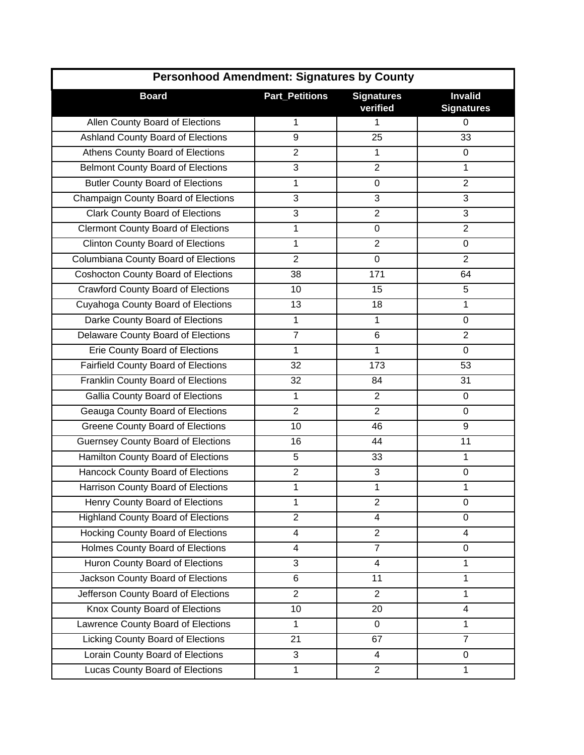| Personhood Amendment: Signatures by County | | | |
|---|---|---|---|
| **Board** | **Part_Petitions** | **Signatures verified** | **Invalid Signatures** |
| Allen County Board of Elections | 1 | 1 | 0 |
| Ashland County Board of Elections | 9 | 25 | 33 |
| Athens County Board of Elections | 2 | 1 | 0 |
| Belmont County Board of Elections | 3 | 2 | 1 |
| Butler County Board of Elections | 1 | 0 | 2 |
| Champaign County Board of Elections | 3 | 3 | 3 |
| Clark County Board of Elections | 3 | 2 | 3 |
| Clermont County Board of Elections | 1 | 0 | 2 |
| Clinton County Board of Elections | 1 | 2 | 0 |
| Columbiana County Board of Elections | 2 | 0 | 2 |
| Coshocton County Board of Elections | 38 | 171 | 64 |
| Crawford County Board of Elections | 10 | 15 | 5 |
| Cuyahoga County Board of Elections | 13 | 18 | 1 |
| Darke County Board of Elections | 1 | 1 | 0 |
| Delaware County Board of Elections | 7 | 6 | 2 |
| Erie County Board of Elections | 1 | 1 | 0 |
| Fairfield County Board of Elections | 32 | 173 | 53 |
| Franklin County Board of Elections | 32 | 84 | 31 |
| Gallia County Board of Elections | 1 | 2 | 0 |
| Geauga County Board of Elections | 2 | 2 | 0 |
| Greene County Board of Elections | 10 | 46 | 9 |
| Guernsey County Board of Elections | 16 | 44 | 11 |
| Hamilton County Board of Elections | 5 | 33 | 1 |
| Hancock County Board of Elections | 2 | 3 | 0 |
| Harrison County Board of Elections | 1 | 1 | 1 |
| Henry County Board of Elections | 1 | 2 | 0 |
| Highland County Board of Elections | 2 | 4 | 0 |
| Hocking County Board of Elections | 4 | 2 | 4 |
| Holmes County Board of Elections | 4 | 7 | 0 |
| Huron County Board of Elections | 3 | 4 | 1 |
| Jackson County Board of Elections | 6 | 11 | 1 |
| Jefferson County Board of Elections | 2 | 2 | 1 |
| Knox County Board of Elections | 10 | 20 | 4 |
| Lawrence County Board of Elections | 1 | 0 | 1 |
| Licking County Board of Elections | 21 | 67 | 7 |
| Lorain County Board of Elections | 3 | 4 | 0 |
| Lucas County Board of Elections | 1 | 2 | 1 |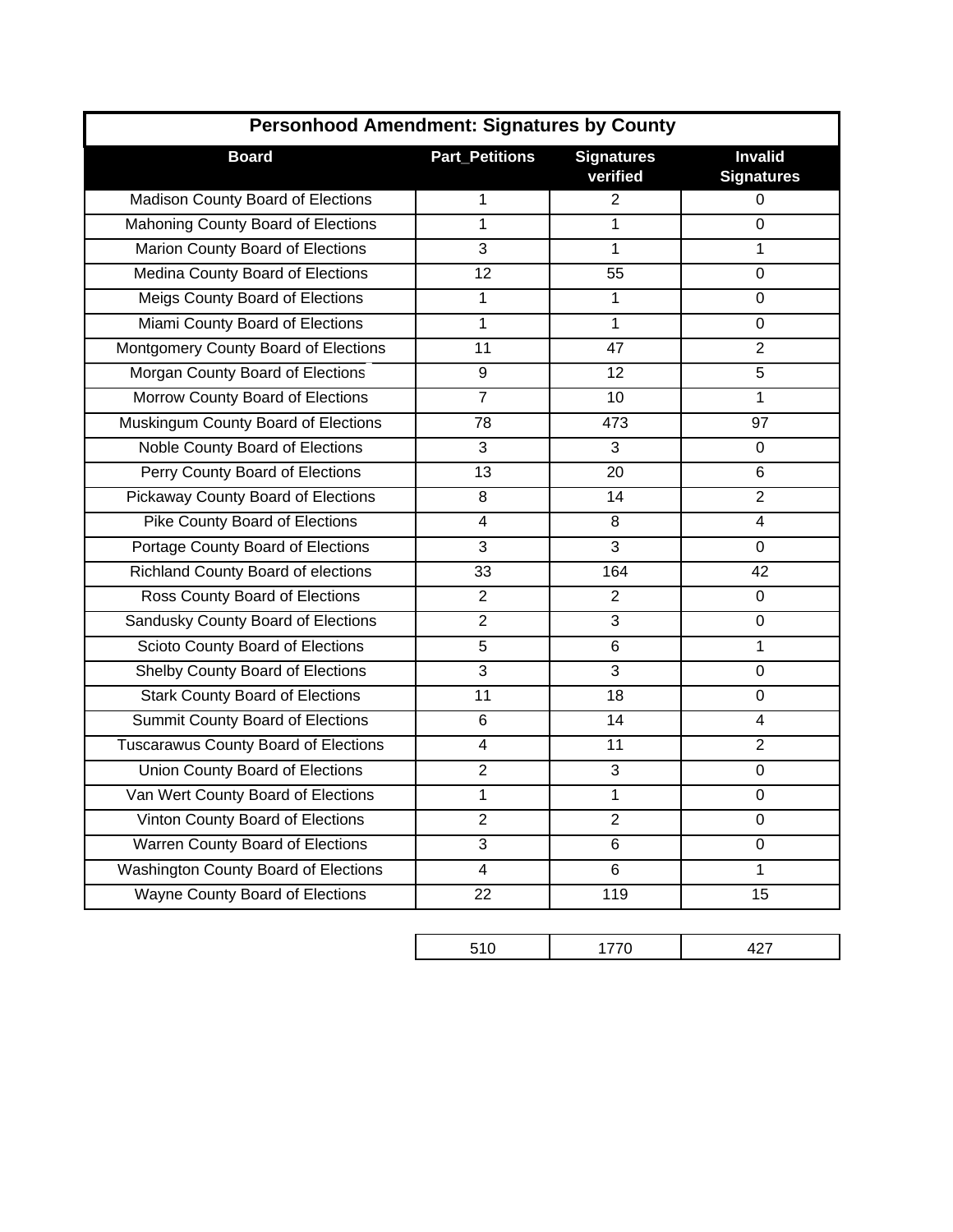| Personhood Amendment: Signatures by County | | | |
| --- | --- | --- | --- |
| **Board** | **Part_Petitions** | **Signatures verified** | **Invalid Signatures** |
| Madison County Board of Elections | 1 | 2 | 0 |
| Mahoning County Board of Elections | 1 | 1 | 0 |
| Marion County Board of Elections | 3 | 1 | 1 |
| Medina County Board of Elections | 12 | 55 | 0 |
| Meigs County Board of Elections | 1 | 1 | 0 |
| Miami County Board of Elections | 1 | 1 | 0 |
| Montgomery County Board of Elections | 11 | 47 | 2 |
| Morgan County Board of Elections | 9 | 12 | 5 |
| Morrow County Board of Elections | 7 | 10 | 1 |
| Muskingum County Board of Elections | 78 | 473 | 97 |
| Noble County Board of Elections | 3 | 3 | 0 |
| Perry County Board of Elections | 13 | 20 | 6 |
| Pickaway County Board of Elections | 8 | 14 | 2 |
| Pike County Board of Elections | 4 | 8 | 4 |
| Portage County Board of Elections | 3 | 3 | 0 |
| Richland County Board of elections | 33 | 164 | 42 |
| Ross County Board of Elections | 2 | 2 | 0 |
| Sandusky County Board of Elections | 2 | 3 | 0 |
| Scioto County Board of Elections | 5 | 6 | 1 |
| Shelby County Board of Elections | 3 | 3 | 0 |
| Stark County Board of Elections | 11 | 18 | 0 |
| Summit County Board of Elections | 6 | 14 | 4 |
| Tuscarawus County Board of Elections | 4 | 11 | 2 |
| Union County Board of Elections | 2 | 3 | 0 |
| Van Wert County Board of Elections | 1 | 1 | 0 |
| Vinton County Board of Elections | 2 | 2 | 0 |
| Warren County Board of Elections | 3 | 6 | 0 |
| Washington County Board of Elections | 4 | 6 | 1 |
| Wayne County Board of Elections | 22 | 119 | 15 |
| | 510 | 1770 | 427 |